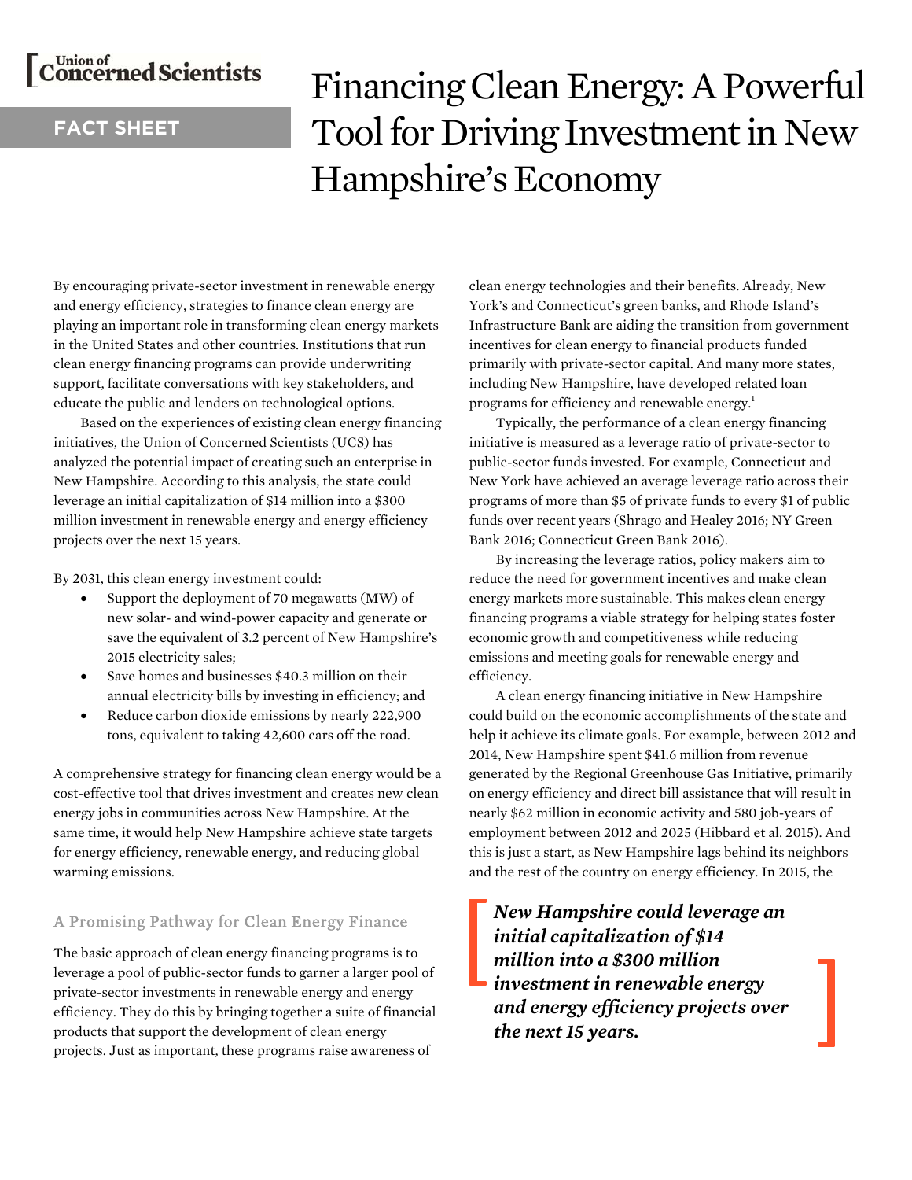Union of Concerned Scientists

FACT SHEET

# Financing Clean Energy: A Powerful Tool for Driving Investment in New Hampshire's Economy

By encouraging private-sector investment in renewable energy and energy efficiency, strategies to finance clean energy are playing an important role in transforming clean energy markets in the United States and other countries. Institutions that run clean energy financing programs can provide underwriting support, facilitate conversations with key stakeholders, and educate the public and lenders on technological options.

Based on the experiences of existing clean energy financing initiatives, the Union of Concerned Scientists (UCS) has analyzed the potential impact of creating such an enterprise in New Hampshire. According to this analysis, the state could leverage an initial capitalization of $14 million into a $300 million investment in renewable energy and energy efficiency projects over the next 15 years.

By 2031, this clean energy investment could:

- Support the deployment of 70 megawatts (MW) of new solar- and wind-power capacity and generate or save the equivalent of 3.2 percent of New Hampshire's 2015 electricity sales;
- Save homes and businesses $40.3 million on their annual electricity bills by investing in efficiency; and
- Reduce carbon dioxide emissions by nearly 222,900 tons, equivalent to taking 42,600 cars off the road.

A comprehensive strategy for financing clean energy would be a cost-effective tool that drives investment and creates new clean energy jobs in communities across New Hampshire. At the same time, it would help New Hampshire achieve state targets for energy efficiency, renewable energy, and reducing global warming emissions.

## A Promising Pathway for Clean Energy Finance

The basic approach of clean energy financing programs is to leverage a pool of public-sector funds to garner a larger pool of private-sector investments in renewable energy and energy efficiency. They do this by bringing together a suite of financial products that support the development of clean energy projects. Just as important, these programs raise awareness of clean energy technologies and their benefits. Already, New York's and Connecticut's green banks, and Rhode Island's Infrastructure Bank are aiding the transition from government incentives for clean energy to financial products funded primarily with private-sector capital. And many more states, including New Hampshire, have developed related loan programs for efficiency and renewable energy.[1]

Typically, the performance of a clean energy financing initiative is measured as a leverage ratio of private-sector to public-sector funds invested. For example, Connecticut and New York have achieved an average leverage ratio across their programs of more than $5 of private funds to every $1 of public funds over recent years (Shrago and Healey 2016; NY Green Bank 2016; Connecticut Green Bank 2016).

By increasing the leverage ratios, policy makers aim to reduce the need for government incentives and make clean energy markets more sustainable. This makes clean energy financing programs a viable strategy for helping states foster economic growth and competitiveness while reducing emissions and meeting goals for renewable energy and efficiency.

A clean energy financing initiative in New Hampshire could build on the economic accomplishments of the state and help it achieve its climate goals. For example, between 2012 and 2014, New Hampshire spent $41.6 million from revenue generated by the Regional Greenhouse Gas Initiative, primarily on energy efficiency and direct bill assistance that will result in nearly $62 million in economic activity and 580 job-years of employment between 2012 and 2025 (Hibbard et al. 2015). And this is just a start, as New Hampshire lags behind its neighbors and the rest of the country on energy efficiency. In 2015, the

***New Hampshire could leverage an initial capitalization of $14 million into a $300 million investment in renewable energy and energy efficiency projects over the next 15 years.***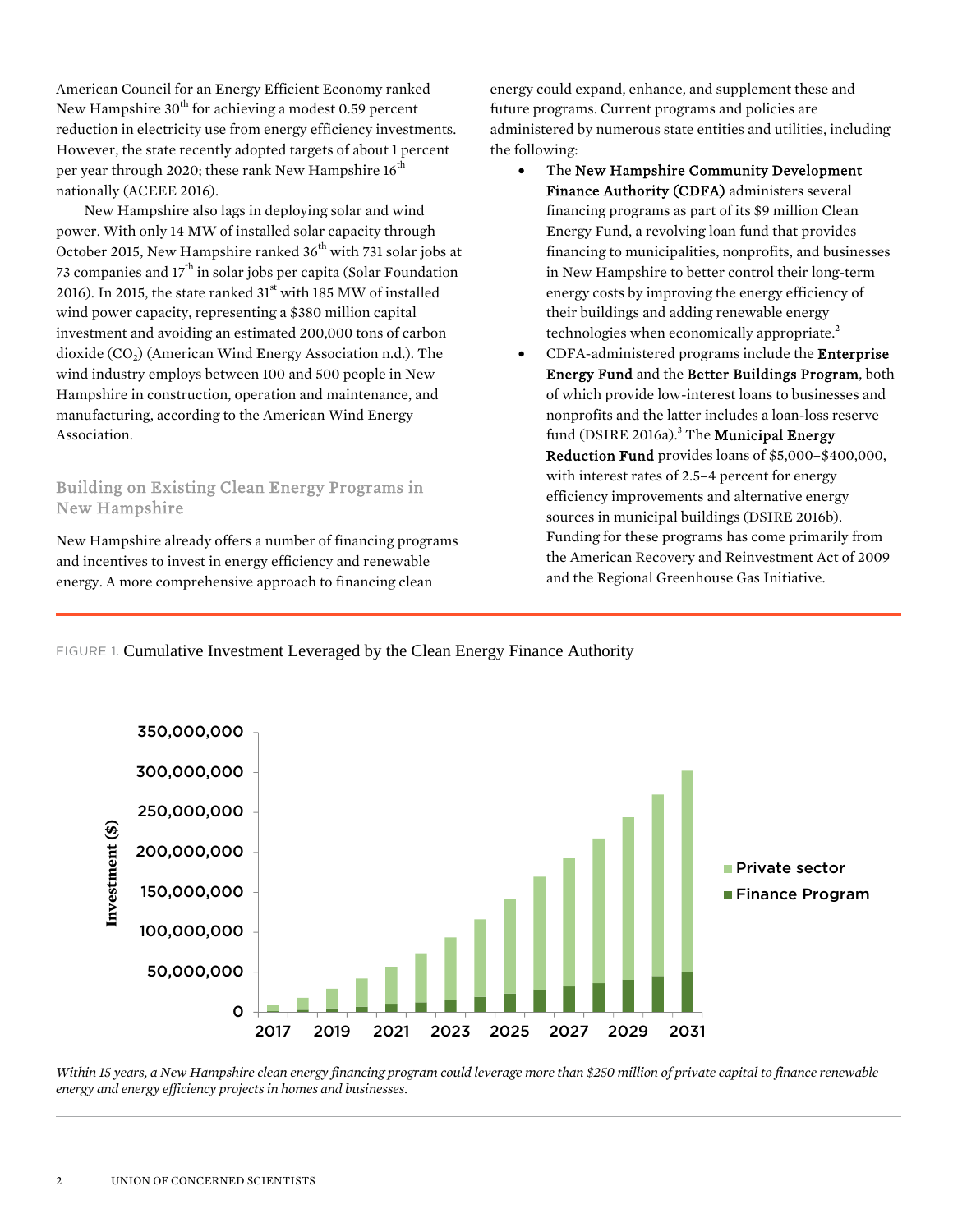American Council for an Energy Efficient Economy ranked New Hampshire 30th for achieving a modest 0.59 percent reduction in electricity use from energy efficiency investments. However, the state recently adopted targets of about 1 percent per year through 2020; these rank New Hampshire 16th nationally (ACEEE 2016).

New Hampshire also lags in deploying solar and wind power. With only 14 MW of installed solar capacity through October 2015, New Hampshire ranked 36th with 731 solar jobs at 73 companies and 17th in solar jobs per capita (Solar Foundation 2016). In 2015, the state ranked 31st with 185 MW of installed wind power capacity, representing a $380 million capital investment and avoiding an estimated 200,000 tons of carbon dioxide ($CO_2$) (American Wind Energy Association n.d.). The wind industry employs between 100 and 500 people in New Hampshire in construction, operation and maintenance, and manufacturing, according to the American Wind Energy Association.

## Building on Existing Clean Energy Programs in New Hampshire

New Hampshire already offers a number of financing programs and incentives to invest in energy efficiency and renewable energy. A more comprehensive approach to financing clean energy could expand, enhance, and supplement these and future programs. Current programs and policies are administered by numerous state entities and utilities, including the following:

- The **New Hampshire Community Development Finance Authority (CDFA)** administers several financing programs as part of its $9 million Clean Energy Fund, a revolving loan fund that provides financing to municipalities, nonprofits, and businesses in New Hampshire to better control their long-term energy costs by improving the energy efficiency of their buildings and adding renewable energy technologies when economically appropriate.[2]
- CDFA-administered programs include the **Enterprise Energy Fund** and the **Better Buildings Program**, both of which provide low-interest loans to businesses and nonprofits and the latter includes a loan-loss reserve fund (DSIRE 2016a).[3] The **Municipal Energy Reduction Fund** provides loans of $5,000–$400,000, with interest rates of 2.5–4 percent for energy efficiency improvements and alternative energy sources in municipal buildings (DSIRE 2016b). Funding for these programs has come primarily from the American Recovery and Reinvestment Act of 2009 and the Regional Greenhouse Gas Initiative.

FIGURE 1. Cumulative Investment Leveraged by the Clean Energy Finance Authority

*Within 15 years, a New Hampshire clean energy financing program could leverage more than $250 million of private capital to finance renewable energy and energy efficiency projects in homes and businesses.*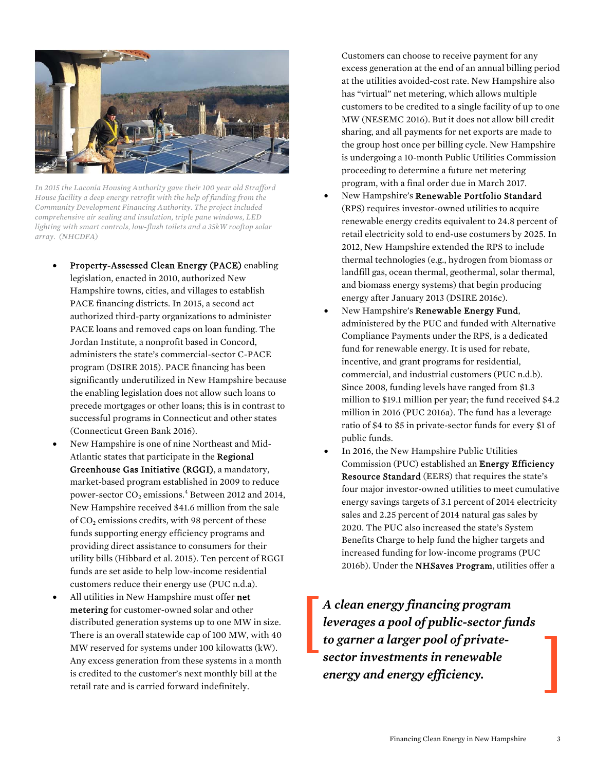*In 2015 the Laconia Housing Authority gave their 100 year old Strafford House facility a deep energy retrofit with the help of funding from the Community Development Financing Authority. The project included comprehensive air sealing and insulation, triple pane windows, LED lighting with smart controls, low-flush toilets and a 35kW rooftop solar array. (NHCDFA)*

- **Property-Assessed Clean Energy (PACE)** enabling legislation, enacted in 2010, authorized New Hampshire towns, cities, and villages to establish PACE financing districts. In 2015, a second act authorized third-party organizations to administer PACE loans and removed caps on loan funding. The Jordan Institute, a nonprofit based in Concord, administers the state's commercial-sector C-PACE program (DSIRE 2015). PACE financing has been significantly underutilized in New Hampshire because the enabling legislation does not allow such loans to precede mortgages or other loans; this is in contrast to successful programs in Connecticut and other states (Connecticut Green Bank 2016).
- New Hampshire is one of nine Northeast and Mid-Atlantic states that participate in the **Regional Greenhouse Gas Initiative (RGGI)**, a mandatory, market-based program established in 2009 to reduce power-sector $CO_2$ emissions.[4] Between 2012 and 2014, New Hampshire received $41.6 million from the sale of $CO_2$ emissions credits, with 98 percent of these funds supporting energy efficiency programs and providing direct assistance to consumers for their utility bills (Hibbard et al. 2015). Ten percent of RGGI funds are set aside to help low-income residential customers reduce their energy use (PUC n.d.a).
- All utilities in New Hampshire must offer **net metering** for customer-owned solar and other distributed generation systems up to one MW in size. There is an overall statewide cap of 100 MW, with 40 MW reserved for systems under 100 kilowatts (kW). Any excess generation from these systems in a month is credited to the customer's next monthly bill at the retail rate and is carried forward indefinitely. Customers can choose to receive payment for any excess generation at the end of an annual billing period at the utilities avoided-cost rate. New Hampshire also has "virtual" net metering, which allows multiple customers to be credited to a single facility of up to one MW (NESEMC 2016). But it does not allow bill credit sharing, and all payments for net exports are made to the group host once per billing cycle. New Hampshire is undergoing a 10-month Public Utilities Commission proceeding to determine a future net metering program, with a final order due in March 2017.
- New Hampshire's **Renewable Portfolio Standard** (RPS) requires investor-owned utilities to acquire renewable energy credits equivalent to 24.8 percent of retail electricity sold to end-use costumers by 2025. In 2012, New Hampshire extended the RPS to include thermal technologies (e.g., hydrogen from biomass or landfill gas, ocean thermal, geothermal, solar thermal, and biomass energy systems) that begin producing energy after January 2013 (DSIRE 2016c).
- New Hampshire's **Renewable Energy Fund**, administered by the PUC and funded with Alternative Compliance Payments under the RPS, is a dedicated fund for renewable energy. It is used for rebate, incentive, and grant programs for residential, commercial, and industrial customers (PUC n.d.b). Since 2008, funding levels have ranged from $1.3 million to $19.1 million per year; the fund received $4.2 million in 2016 (PUC 2016a). The fund has a leverage ratio of $4 to $5 in private-sector funds for every $1 of public funds.
- In 2016, the New Hampshire Public Utilities Commission (PUC) established an **Energy Efficiency Resource Standard** (EERS) that requires the state's four major investor-owned utilities to meet cumulative energy savings targets of 3.1 percent of 2014 electricity sales and 2.25 percent of 2014 natural gas sales by 2020. The PUC also increased the state's System Benefits Charge to help fund the higher targets and increased funding for low-income programs (PUC 2016b). Under the **NHSaves Program**, utilities offer a

***A clean energy financing program leverages a pool of public-sector funds to garner a larger pool of private-sector investments in renewable energy and energy efficiency.***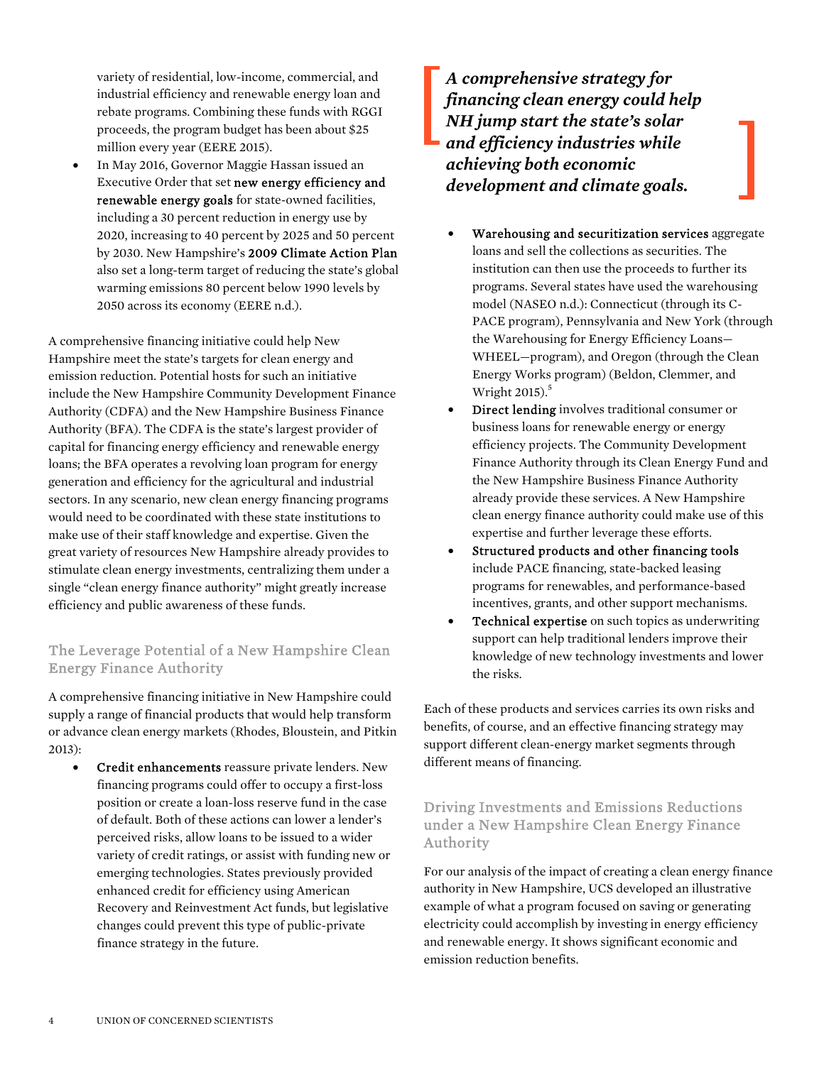variety of residential, low-income, commercial, and industrial efficiency and renewable energy loan and rebate programs. Combining these funds with RGGI proceeds, the program budget has been about $25 million every year (EERE 2015).

- In May 2016, Governor Maggie Hassan issued an Executive Order that set new energy efficiency and renewable energy goals for state-owned facilities, including a 30 percent reduction in energy use by 2020, increasing to 40 percent by 2025 and 50 percent by 2030. New Hampshire's 2009 Climate Action Plan also set a long-term target of reducing the state's global warming emissions 80 percent below 1990 levels by 2050 across its economy (EERE n.d.).

A comprehensive financing initiative could help New Hampshire meet the state's targets for clean energy and emission reduction. Potential hosts for such an initiative include the New Hampshire Community Development Finance Authority (CDFA) and the New Hampshire Business Finance Authority (BFA). The CDFA is the state's largest provider of capital for financing energy efficiency and renewable energy loans; the BFA operates a revolving loan program for energy generation and efficiency for the agricultural and industrial sectors. In any scenario, new clean energy financing programs would need to be coordinated with these state institutions to make use of their staff knowledge and expertise. Given the great variety of resources New Hampshire already provides to stimulate clean energy investments, centralizing them under a single "clean energy finance authority" might greatly increase efficiency and public awareness of these funds.

## The Leverage Potential of a New Hampshire Clean Energy Finance Authority

A comprehensive financing initiative in New Hampshire could supply a range of financial products that would help transform or advance clean energy markets (Rhodes, Bloustein, and Pitkin 2013):

- **Credit enhancements** reassure private lenders. New financing programs could offer to occupy a first-loss position or create a loan-loss reserve fund in the case of default. Both of these actions can lower a lender's perceived risks, allow loans to be issued to a wider variety of credit ratings, or assist with funding new or emerging technologies. States previously provided enhanced credit for efficiency using American Recovery and Reinvestment Act funds, but legislative changes could prevent this type of public-private finance strategy in the future.

*A comprehensive strategy for financing clean energy could help NH jump start the state's solar and efficiency industries while achieving both economic development and climate goals.*

- **Warehousing and securitization services** aggregate loans and sell the collections as securities. The institution can then use the proceeds to further its programs. Several states have used the warehousing model (NASEO n.d.): Connecticut (through its C-PACE program), Pennsylvania and New York (through the Warehousing for Energy Efficiency Loans—WHEEL—program), and Oregon (through the Clean Energy Works program) (Beldon, Clemmer, and Wright 2015).[5]
- **Direct lending** involves traditional consumer or business loans for renewable energy or energy efficiency projects. The Community Development Finance Authority through its Clean Energy Fund and the New Hampshire Business Finance Authority already provide these services. A New Hampshire clean energy finance authority could make use of this expertise and further leverage these efforts.
- **Structured products and other financing tools** include PACE financing, state-backed leasing programs for renewables, and performance-based incentives, grants, and other support mechanisms.
- **Technical expertise** on such topics as underwriting support can help traditional lenders improve their knowledge of new technology investments and lower the risks.

Each of these products and services carries its own risks and benefits, of course, and an effective financing strategy may support different clean-energy market segments through different means of financing.

## Driving Investments and Emissions Reductions under a New Hampshire Clean Energy Finance Authority

For our analysis of the impact of creating a clean energy finance authority in New Hampshire, UCS developed an illustrative example of what a program focused on saving or generating electricity could accomplish by investing in energy efficiency and renewable energy. It shows significant economic and emission reduction benefits.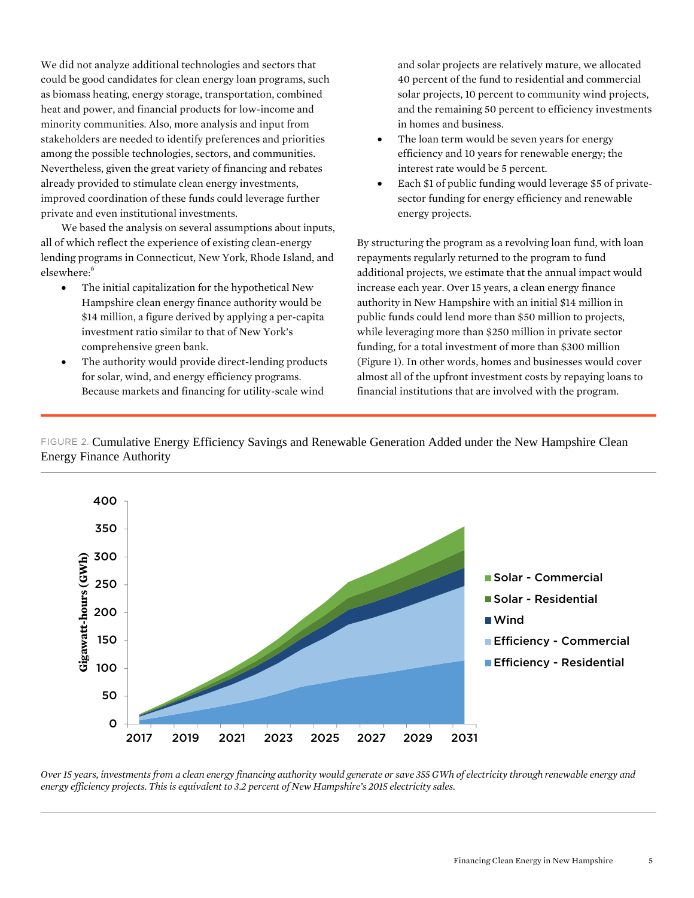We did not analyze additional technologies and sectors that could be good candidates for clean energy loan programs, such as biomass heating, energy storage, transportation, combined heat and power, and financial products for low-income and minority communities. Also, more analysis and input from stakeholders are needed to identify preferences and priorities among the possible technologies, sectors, and communities. Nevertheless, given the great variety of financing and rebates already provided to stimulate clean energy investments, improved coordination of these funds could leverage further private and even institutional investments.

We based the analysis on several assumptions about inputs, all of which reflect the experience of existing clean-energy lending programs in Connecticut, New York, Rhode Island, and elsewhere:[6]

- The initial capitalization for the hypothetical New Hampshire clean energy finance authority would be $14 million, a figure derived by applying a per-capita investment ratio similar to that of New York's comprehensive green bank.
- The authority would provide direct-lending products for solar, wind, and energy efficiency programs. Because markets and financing for utility-scale wind and solar projects are relatively mature, we allocated 40 percent of the fund to residential and commercial solar projects, 10 percent to community wind projects, and the remaining 50 percent to efficiency investments in homes and business.
- The loan term would be seven years for energy efficiency and 10 years for renewable energy; the interest rate would be 5 percent.
- Each $1 of public funding would leverage $5 of private-sector funding for energy efficiency and renewable energy projects.

By structuring the program as a revolving loan fund, with loan repayments regularly returned to the program to fund additional projects, we estimate that the annual impact would increase each year. Over 15 years, a clean energy finance authority in New Hampshire with an initial $14 million in public funds could lend more than $50 million to projects, while leveraging more than $250 million in private sector funding, for a total investment of more than $300 million (Figure 1). In other words, homes and businesses would cover almost all of the upfront investment costs by repaying loans to financial institutions that are involved with the program.

FIGURE 2. Cumulative Energy Efficiency Savings and Renewable Generation Added under the New Hampshire Clean Energy Finance Authority

*Over 15 years, investments from a clean energy financing authority would generate or save 355 GWh of electricity through renewable energy and energy efficiency projects. This is equivalent to 3.2 percent of New Hampshire's 2015 electricity sales.*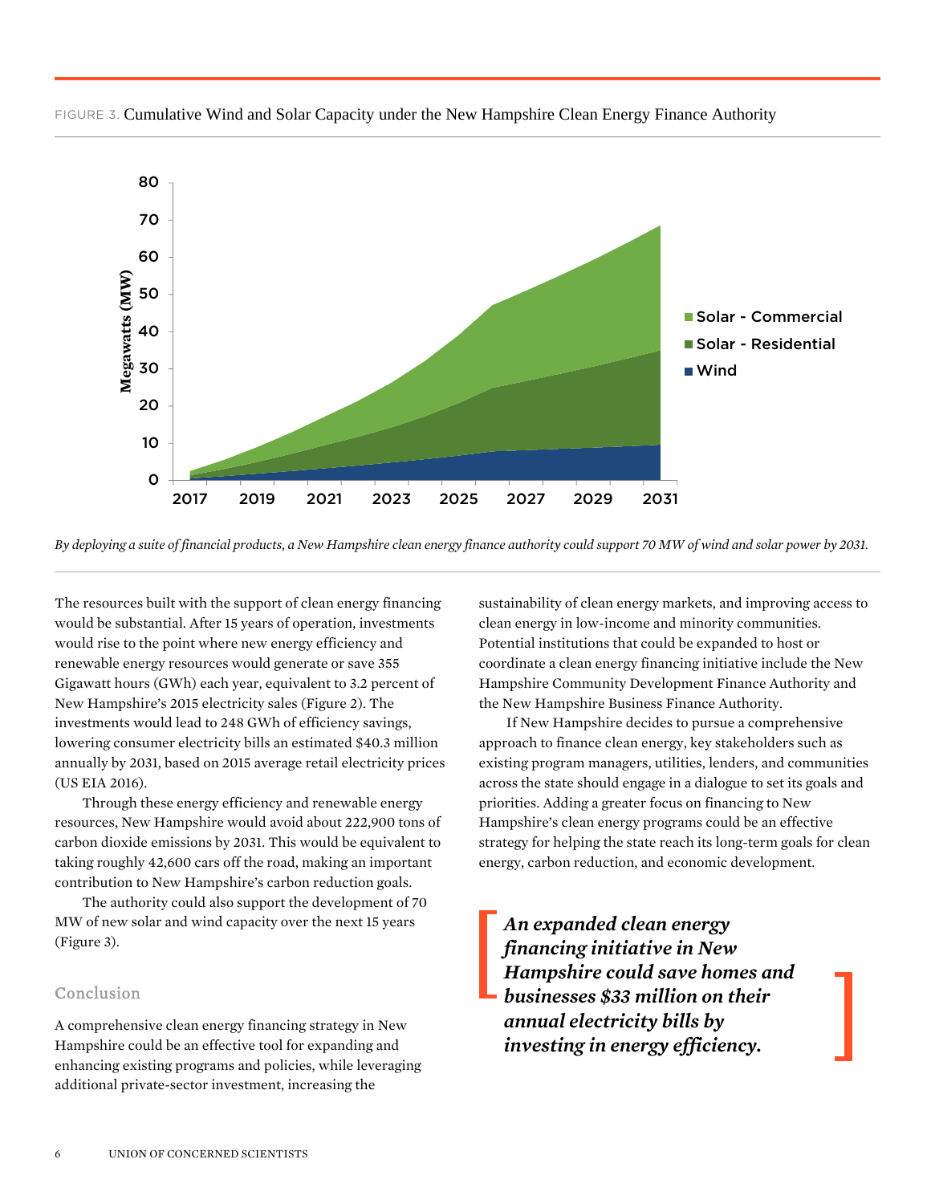FIGURE 3. Cumulative Wind and Solar Capacity under the New Hampshire Clean Energy Finance Authority

*By deploying a suite of financial products, a New Hampshire clean energy finance authority could support 70 MW of wind and solar power by 2031.*

The resources built with the support of clean energy financing would be substantial. After 15 years of operation, investments would rise to the point where new energy efficiency and renewable energy resources would generate or save 355 Gigawatt hours (GWh) each year, equivalent to 3.2 percent of New Hampshire's 2015 electricity sales (Figure 2). The investments would lead to 248 GWh of efficiency savings, lowering consumer electricity bills an estimated $40.3 million annually by 2031, based on 2015 average retail electricity prices (US EIA 2016).

Through these energy efficiency and renewable energy resources, New Hampshire would avoid about 222,900 tons of carbon dioxide emissions by 2031. This would be equivalent to taking roughly 42,600 cars off the road, making an important contribution to New Hampshire's carbon reduction goals.

The authority could also support the development of 70 MW of new solar and wind capacity over the next 15 years (Figure 3).

## Conclusion

A comprehensive clean energy financing strategy in New Hampshire could be an effective tool for expanding and enhancing existing programs and policies, while leveraging additional private-sector investment, increasing the sustainability of clean energy markets, and improving access to clean energy in low-income and minority communities. Potential institutions that could be expanded to host or coordinate a clean energy financing initiative include the New Hampshire Community Development Finance Authority and the New Hampshire Business Finance Authority.

If New Hampshire decides to pursue a comprehensive approach to finance clean energy, key stakeholders such as existing program managers, utilities, lenders, and communities across the state should engage in a dialogue to set its goals and priorities. Adding a greater focus on financing to New Hampshire's clean energy programs could be an effective strategy for helping the state reach its long-term goals for clean energy, carbon reduction, and economic development.

> ***An expanded clean energy financing initiative in New Hampshire could save homes and businesses $33 million on their annual electricity bills by investing in energy efficiency.***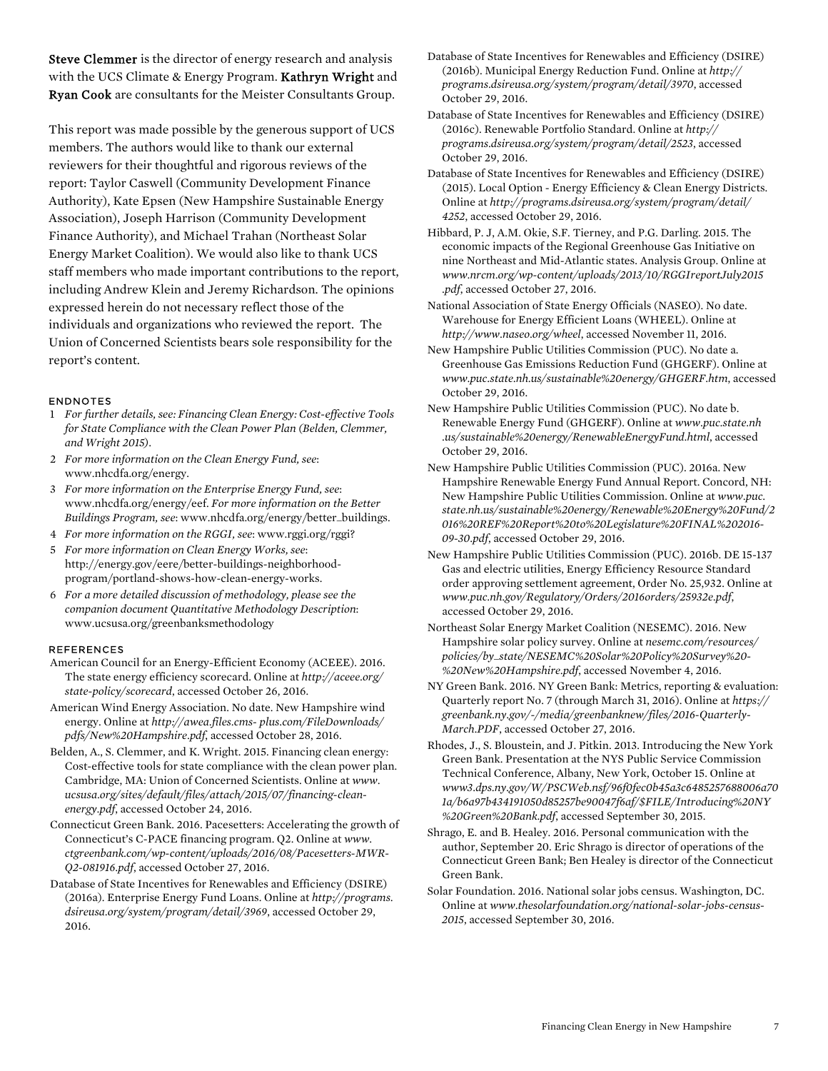**Steve Clemmer** is the director of energy research and analysis with the UCS Climate & Energy Program. **Kathryn Wright** and **Ryan Cook** are consultants for the Meister Consultants Group.

This report was made possible by the generous support of UCS members. The authors would like to thank our external reviewers for their thoughtful and rigorous reviews of the report: Taylor Caswell (Community Development Finance Authority), Kate Epsen (New Hampshire Sustainable Energy Association), Joseph Harrison (Community Development Finance Authority), and Michael Trahan (Northeast Solar Energy Market Coalition). We would also like to thank UCS staff members who made important contributions to the report, including Andrew Klein and Jeremy Richardson. The opinions expressed herein do not necessary reflect those of the individuals and organizations who reviewed the report. The Union of Concerned Scientists bears sole responsibility for the report's content.

## ENDNOTES

1 *For further details, see: Financing Clean Energy: Cost-effective Tools for State Compliance with the Clean Power Plan (Belden, Clemmer, and Wright 2015).*

2 *For more information on the Clean Energy Fund, see*: www.nhcdfa.org/energy.

3 *For more information on the Enterprise Energy Fund, see*: www.nhcdfa.org/energy/eef. *For more information on the Better Buildings Program, see*: www.nhcdfa.org/energy/better_buildings.

4 *For more information on the RGGI, see*: www.rggi.org/rggi?

5 *For more information on Clean Energy Works, see*: http://energy.gov/eere/better-buildings-neighborhood-program/portland-shows-how-clean-energy-works.

6 *For a more detailed discussion of methodology, please see the companion document Quantitative Methodology Description*: www.ucsusa.org/greenbanksmethodology

## REFERENCES

American Council for an Energy-Efficient Economy (ACEEE). 2016. The state energy efficiency scorecard. Online at *http://aceee.org/state-policy/scorecard*, accessed October 26, 2016.

American Wind Energy Association. No date. New Hampshire wind energy. Online at *http://awea.files.cms- plus.com/FileDownloads/pdfs/New%20Hampshire.pdf*, accessed October 28, 2016.

Belden, A., S. Clemmer, and K. Wright. 2015. Financing clean energy: Cost-effective tools for state compliance with the clean power plan. Cambridge, MA: Union of Concerned Scientists. Online at *www.ucsusa.org/sites/default/files/attach/2015/07/financing-clean-energy.pdf*, accessed October 24, 2016.

Connecticut Green Bank. 2016. Pacesetters: Accelerating the growth of Connecticut's C-PACE financing program. Q2. Online at *www.ctgreenbank.com/wp-content/uploads/2016/08/Pacesetters-MWR-Q2-081916.pdf*, accessed October 27, 2016.

Database of State Incentives for Renewables and Efficiency (DSIRE) (2016a). Enterprise Energy Fund Loans. Online at *http://programs.dsireusa.org/system/program/detail/3969*, accessed October 29, 2016.

Database of State Incentives for Renewables and Efficiency (DSIRE) (2016b). Municipal Energy Reduction Fund. Online at *http://programs.dsireusa.org/system/program/detail/3970*, accessed October 29, 2016.

Database of State Incentives for Renewables and Efficiency (DSIRE) (2016c). Renewable Portfolio Standard. Online at *http://programs.dsireusa.org/system/program/detail/2523*, accessed October 29, 2016.

Database of State Incentives for Renewables and Efficiency (DSIRE) (2015). Local Option - Energy Efficiency & Clean Energy Districts. Online at *http://programs.dsireusa.org/system/program/detail/4252*, accessed October 29, 2016.

Hibbard, P. J, A.M. Okie, S.F. Tierney, and P.G. Darling. 2015. The economic impacts of the Regional Greenhouse Gas Initiative on nine Northeast and Mid-Atlantic states. Analysis Group. Online at *www.nrcm.org/wp-content/uploads/2013/10/RGGIreportJuly2015.pdf*, accessed October 27, 2016.

National Association of State Energy Officials (NASEO). No date. Warehouse for Energy Efficient Loans (WHEEL). Online at *http://www.naseo.org/wheel*, accessed November 11, 2016.

New Hampshire Public Utilities Commission (PUC). No date a. Greenhouse Gas Emissions Reduction Fund (GHGERF). Online at *www.puc.state.nh.us/sustainable%20energy/GHGERF.htm*, accessed October 29, 2016.

New Hampshire Public Utilities Commission (PUC). No date b. Renewable Energy Fund (GHGERF). Online at *www.puc.state.nh.us/sustainable%20energy/RenewableEnergyFund.html*, accessed October 29, 2016.

New Hampshire Public Utilities Commission (PUC). 2016a. New Hampshire Renewable Energy Fund Annual Report. Concord, NH: New Hampshire Public Utilities Commission. Online at *www.puc.state.nh.us/sustainable%20energy/Renewable%20Energy%20Fund/2016%20REF%20Report%20to%20Legislature%20FINAL%202016-09-30.pdf*, accessed October 29, 2016.

New Hampshire Public Utilities Commission (PUC). 2016b. DE 15-137 Gas and electric utilities, Energy Efficiency Resource Standard order approving settlement agreement, Order No. 25,932. Online at *www.puc.nh.gov/Regulatory/Orders/2016orders/25932e.pdf*, accessed October 29, 2016.

Northeast Solar Energy Market Coalition (NESEMC). 2016. New Hampshire solar policy survey. Online at *nesemc.com/resources/policies/by_state/NESEMC%20Solar%20Policy%20Survey%20-%20New%20Hampshire.pdf*, accessed November 4, 2016.

NY Green Bank. 2016. NY Green Bank: Metrics, reporting & evaluation: Quarterly report No. 7 (through March 31, 2016). Online at *https://greenbank.ny.gov/-/media/greenbanknew/files/2016-Quarterly-March.PDF*, accessed October 27, 2016.

Rhodes, J., S. Bloustein, and J. Pitkin. 2013. Introducing the New York Green Bank. Presentation at the NYS Public Service Commission Technical Conference, Albany, New York, October 15. Online at *www3.dps.ny.gov/W/PSCWeb.nsf/96f0fec0b45a3c6485257688006a701a/b6a97b434191050d85257be90047f6af/$FILE/Introducing%20NY%20Green%20Bank.pdf*, accessed September 30, 2015.

Shrago, E. and B. Healey. 2016. Personal communication with the author, September 20. Eric Shrago is director of operations of the Connecticut Green Bank; Ben Healey is director of the Connecticut Green Bank.

Solar Foundation. 2016. National solar jobs census. Washington, DC. Online at *www.thesolarfoundation.org/national-solar-jobs-census-2015*, accessed September 30, 2016.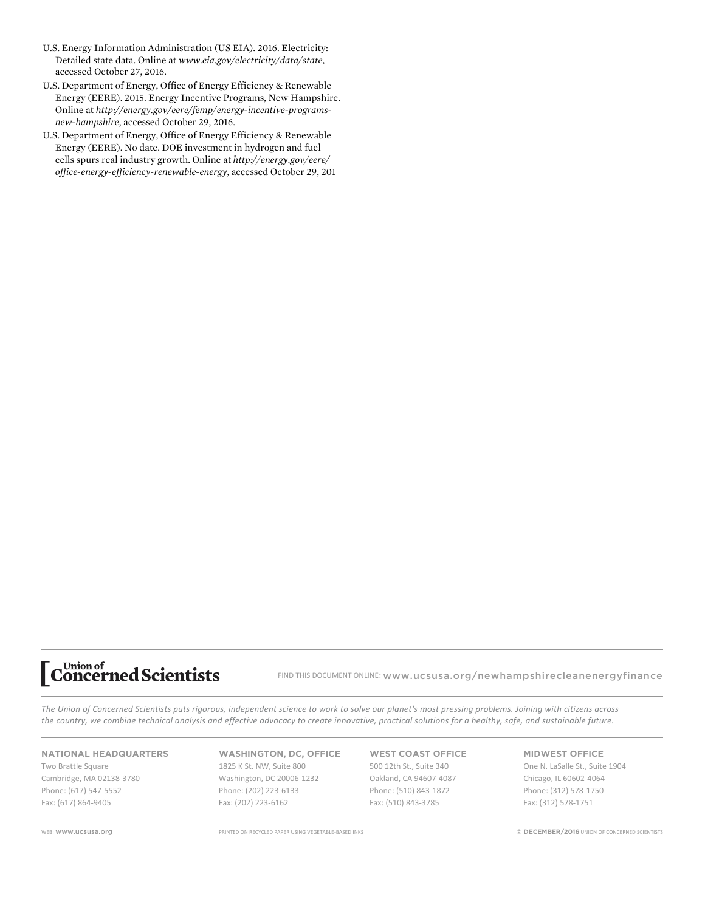U.S. Energy Information Administration (US EIA). 2016. Electricity: Detailed state data. Online at *www.eia.gov/electricity/data/state*, accessed October 27, 2016.

U.S. Department of Energy, Office of Energy Efficiency & Renewable Energy (EERE). 2015. Energy Incentive Programs, New Hampshire. Online at *http://energy.gov/eere/femp/energy-incentive-programs-new-hampshire*, accessed October 29, 2016.

U.S. Department of Energy, Office of Energy Efficiency & Renewable Energy (EERE). No date. DOE investment in hydrogen and fuel cells spurs real industry growth. Online at *http://energy.gov/eere/office-energy-efficiency-renewable-energy*, accessed October 29, 201

**Union of Concerned Scientists**

FIND THIS DOCUMENT ONLINE: **www.ucsusa.org/newhampshirecleanenergyfinance**

*The Union of Concerned Scientists puts rigorous, independent science to work to solve our planet's most pressing problems. Joining with citizens across the country, we combine technical analysis and effective advocacy to create innovative, practical solutions for a healthy, safe, and sustainable future.*

**NATIONAL HEADQUARTERS**
Two Brattle Square
Cambridge, MA 02138-3780
Phone: (617) 547-5552
Fax: (617) 864-9405

**WASHINGTON, DC, OFFICE**
1825 K St. NW, Suite 800
Washington, DC 20006-1232
Phone: (202) 223-6133
Fax: (202) 223-6162

**WEST COAST OFFICE**
500 12th St., Suite 340
Oakland, CA 94607-4087
Phone: (510) 843-1872
Fax: (510) 843-3785

**MIDWEST OFFICE**
One N. LaSalle St., Suite 1904
Chicago, IL 60602-4064
Phone: (312) 578-1750
Fax: (312) 578-1751

WEB: **www.ucsusa.org**

PRINTED ON RECYCLED PAPER USING VEGETABLE-BASED INKS

© **DECEMBER/2016** UNION OF CONCERNED SCIENTISTS